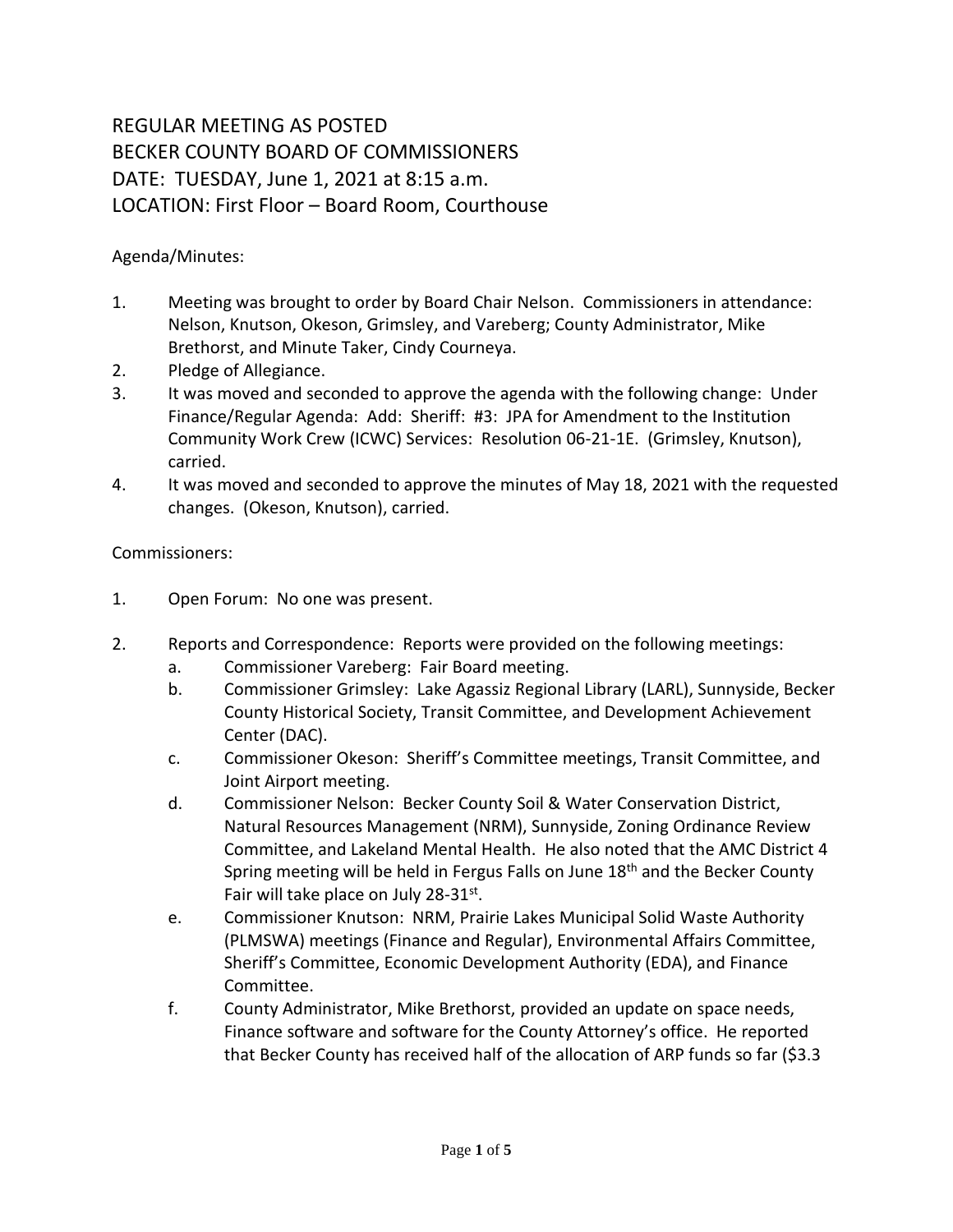REGULAR MEETING AS POSTED
BECKER COUNTY BOARD OF COMMISSIONERS
DATE: TUESDAY, June 1, 2021 at 8:15 a.m.
LOCATION: First Floor – Board Room, Courthouse

Agenda/Minutes:

1. Meeting was brought to order by Board Chair Nelson. Commissioners in attendance: Nelson, Knutson, Okeson, Grimsley, and Vareberg; County Administrator, Mike Brethorst, and Minute Taker, Cindy Courneya.
2. Pledge of Allegiance.
3. It was moved and seconded to approve the agenda with the following change: Under Finance/Regular Agenda: Add: Sheriff: #3: JPA for Amendment to the Institution Community Work Crew (ICWC) Services: Resolution 06-21-1E. (Grimsley, Knutson), carried.
4. It was moved and seconded to approve the minutes of May 18, 2021 with the requested changes. (Okeson, Knutson), carried.

Commissioners:

1. Open Forum: No one was present.

2. Reports and Correspondence: Reports were provided on the following meetings:
   a. Commissioner Vareberg: Fair Board meeting.
   b. Commissioner Grimsley: Lake Agassiz Regional Library (LARL), Sunnyside, Becker County Historical Society, Transit Committee, and Development Achievement Center (DAC).
   c. Commissioner Okeson: Sheriff's Committee meetings, Transit Committee, and Joint Airport meeting.
   d. Commissioner Nelson: Becker County Soil & Water Conservation District, Natural Resources Management (NRM), Sunnyside, Zoning Ordinance Review Committee, and Lakeland Mental Health. He also noted that the AMC District 4 Spring meeting will be held in Fergus Falls on June 18th and the Becker County Fair will take place on July 28-31st.
   e. Commissioner Knutson: NRM, Prairie Lakes Municipal Solid Waste Authority (PLMSWA) meetings (Finance and Regular), Environmental Affairs Committee, Sheriff's Committee, Economic Development Authority (EDA), and Finance Committee.
   f. County Administrator, Mike Brethorst, provided an update on space needs, Finance software and software for the County Attorney's office. He reported that Becker County has received half of the allocation of ARP funds so far ($3.3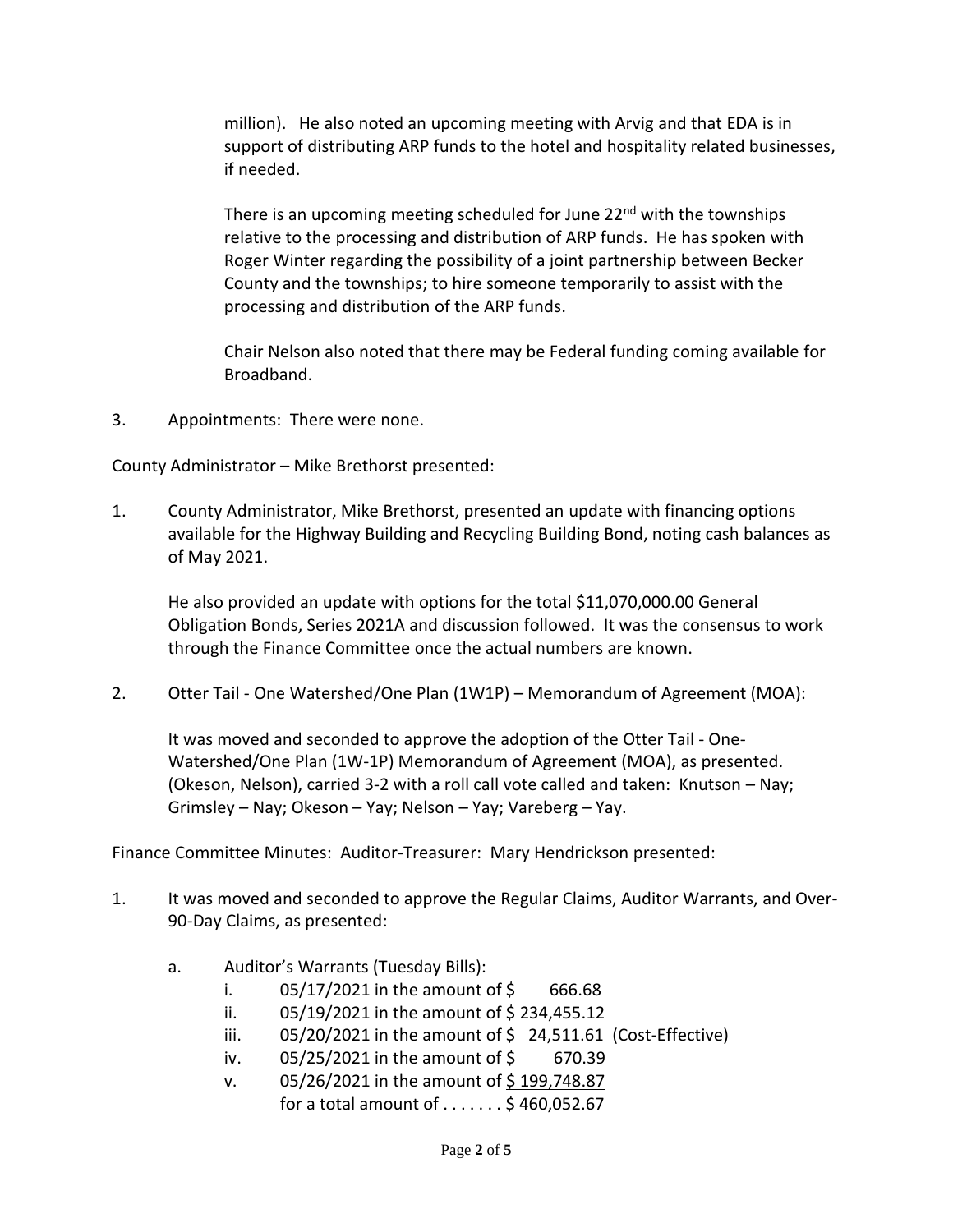million). He also noted an upcoming meeting with Arvig and that EDA is in support of distributing ARP funds to the hotel and hospitality related businesses, if needed.

There is an upcoming meeting scheduled for June 22nd with the townships relative to the processing and distribution of ARP funds. He has spoken with Roger Winter regarding the possibility of a joint partnership between Becker County and the townships; to hire someone temporarily to assist with the processing and distribution of the ARP funds.

Chair Nelson also noted that there may be Federal funding coming available for Broadband.

3. Appointments: There were none.

County Administrator – Mike Brethorst presented:

1. County Administrator, Mike Brethorst, presented an update with financing options available for the Highway Building and Recycling Building Bond, noting cash balances as of May 2021.

   He also provided an update with options for the total $11,070,000.00 General Obligation Bonds, Series 2021A and discussion followed. It was the consensus to work through the Finance Committee once the actual numbers are known.

2. Otter Tail - One Watershed/One Plan (1W1P) – Memorandum of Agreement (MOA):

   It was moved and seconded to approve the adoption of the Otter Tail - One-Watershed/One Plan (1W-1P) Memorandum of Agreement (MOA), as presented. (Okeson, Nelson), carried 3-2 with a roll call vote called and taken: Knutson – Nay; Grimsley – Nay; Okeson – Yay; Nelson – Yay; Vareberg – Yay.

Finance Committee Minutes: Auditor-Treasurer: Mary Hendrickson presented:

1. It was moved and seconded to approve the Regular Claims, Auditor Warrants, and Over-90-Day Claims, as presented:

   a. Auditor's Warrants (Tuesday Bills):
      i. 05/17/2021 in the amount of $ 666.68
      ii. 05/19/2021 in the amount of $ 234,455.12
      iii. 05/20/2021 in the amount of $ 24,511.61 (Cost-Effective)
      iv. 05/25/2021 in the amount of $ 670.39
      v. 05/26/2021 in the amount of $ 199,748.87
      for a total amount of . . . . . . . $ 460,052.67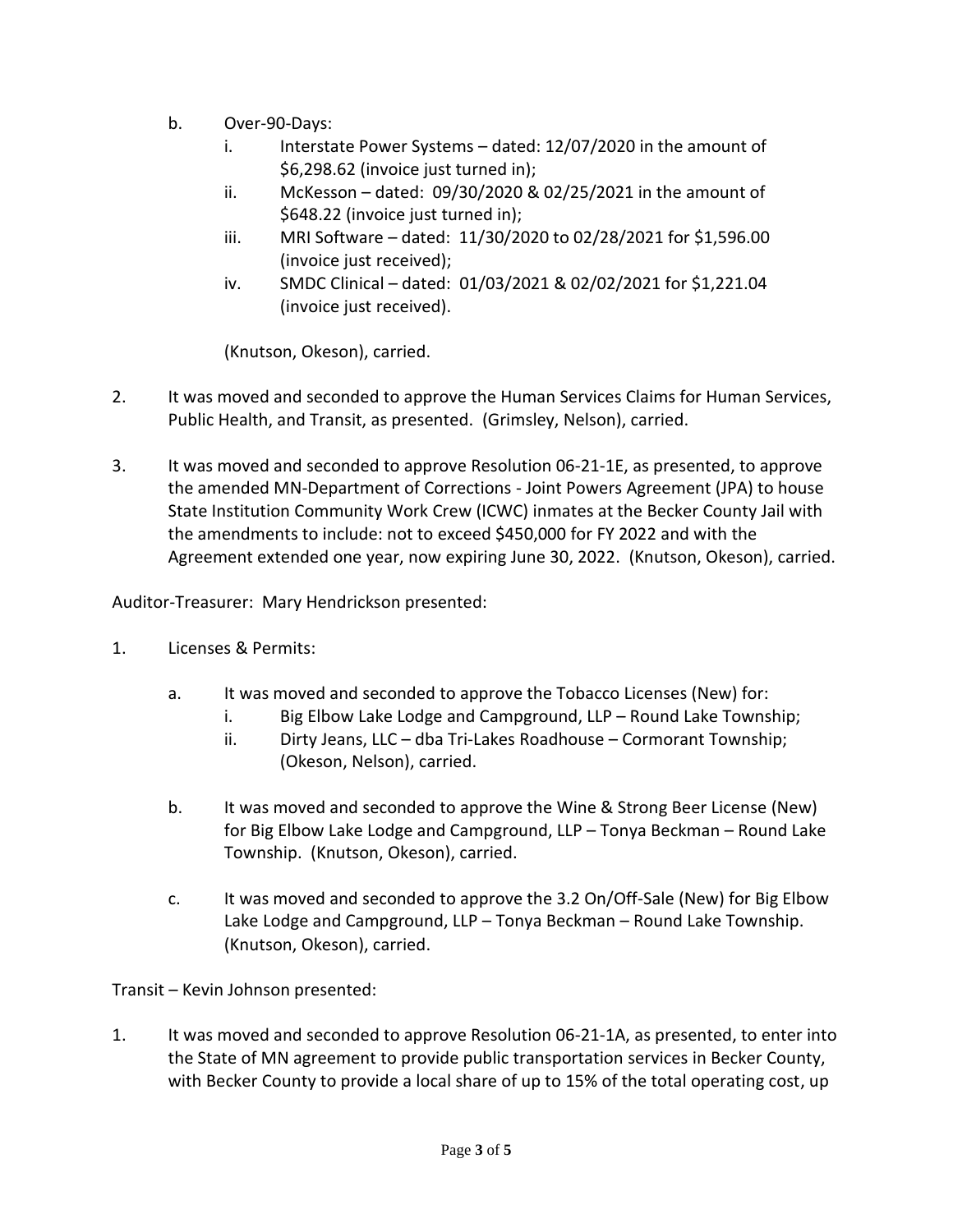b. Over-90-Days:
   i. Interstate Power Systems – dated: 12/07/2020 in the amount of $6,298.62 (invoice just turned in);
   ii. McKesson – dated: 09/30/2020 & 02/25/2021 in the amount of $648.22 (invoice just turned in);
   iii. MRI Software – dated: 11/30/2020 to 02/28/2021 for $1,596.00 (invoice just received);
   iv. SMDC Clinical – dated: 01/03/2021 & 02/02/2021 for $1,221.04 (invoice just received).

   (Knutson, Okeson), carried.

2. It was moved and seconded to approve the Human Services Claims for Human Services, Public Health, and Transit, as presented. (Grimsley, Nelson), carried.

3. It was moved and seconded to approve Resolution 06-21-1E, as presented, to approve the amended MN-Department of Corrections - Joint Powers Agreement (JPA) to house State Institution Community Work Crew (ICWC) inmates at the Becker County Jail with the amendments to include: not to exceed $450,000 for FY 2022 and with the Agreement extended one year, now expiring June 30, 2022. (Knutson, Okeson), carried.

Auditor-Treasurer: Mary Hendrickson presented:

1. Licenses & Permits:

   a. It was moved and seconded to approve the Tobacco Licenses (New) for:
      i. Big Elbow Lake Lodge and Campground, LLP – Round Lake Township;
      ii. Dirty Jeans, LLC – dba Tri-Lakes Roadhouse – Cormorant Township; (Okeson, Nelson), carried.

   b. It was moved and seconded to approve the Wine & Strong Beer License (New) for Big Elbow Lake Lodge and Campground, LLP – Tonya Beckman – Round Lake Township. (Knutson, Okeson), carried.

   c. It was moved and seconded to approve the 3.2 On/Off-Sale (New) for Big Elbow Lake Lodge and Campground, LLP – Tonya Beckman – Round Lake Township. (Knutson, Okeson), carried.

Transit – Kevin Johnson presented:

1. It was moved and seconded to approve Resolution 06-21-1A, as presented, to enter into the State of MN agreement to provide public transportation services in Becker County, with Becker County to provide a local share of up to 15% of the total operating cost, up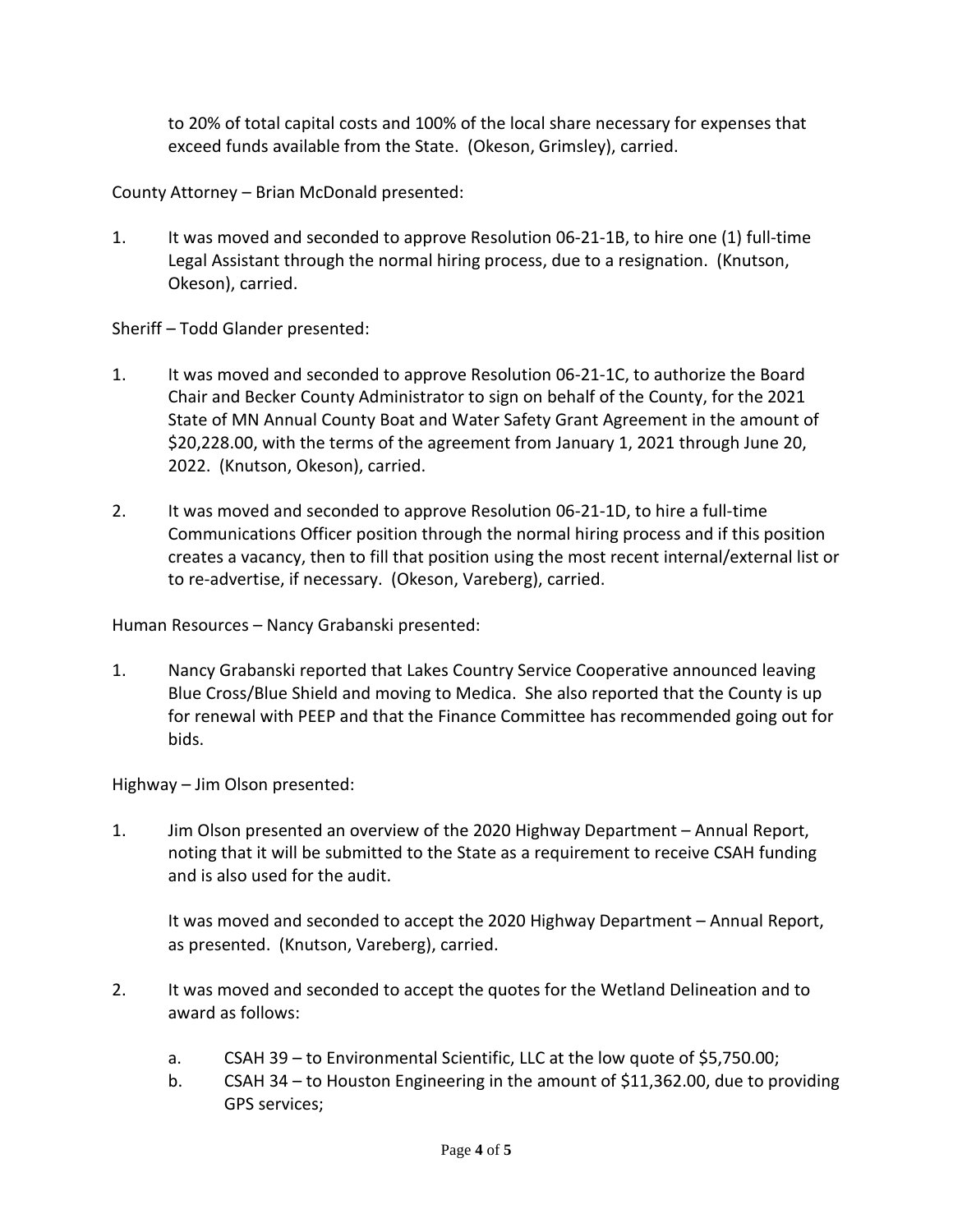to 20% of total capital costs and 100% of the local share necessary for expenses that exceed funds available from the State. (Okeson, Grimsley), carried.

County Attorney – Brian McDonald presented:

1. It was moved and seconded to approve Resolution 06-21-1B, to hire one (1) full-time Legal Assistant through the normal hiring process, due to a resignation. (Knutson, Okeson), carried.

Sheriff – Todd Glander presented:

1. It was moved and seconded to approve Resolution 06-21-1C, to authorize the Board Chair and Becker County Administrator to sign on behalf of the County, for the 2021 State of MN Annual County Boat and Water Safety Grant Agreement in the amount of $20,228.00, with the terms of the agreement from January 1, 2021 through June 20, 2022. (Knutson, Okeson), carried.

2. It was moved and seconded to approve Resolution 06-21-1D, to hire a full-time Communications Officer position through the normal hiring process and if this position creates a vacancy, then to fill that position using the most recent internal/external list or to re-advertise, if necessary. (Okeson, Vareberg), carried.

Human Resources – Nancy Grabanski presented:

1. Nancy Grabanski reported that Lakes Country Service Cooperative announced leaving Blue Cross/Blue Shield and moving to Medica. She also reported that the County is up for renewal with PEEP and that the Finance Committee has recommended going out for bids.

Highway – Jim Olson presented:

1. Jim Olson presented an overview of the 2020 Highway Department – Annual Report, noting that it will be submitted to the State as a requirement to receive CSAH funding and is also used for the audit.

   It was moved and seconded to accept the 2020 Highway Department – Annual Report, as presented. (Knutson, Vareberg), carried.

2. It was moved and seconded to accept the quotes for the Wetland Delineation and to award as follows:

   a. CSAH 39 – to Environmental Scientific, LLC at the low quote of $5,750.00;
   b. CSAH 34 – to Houston Engineering in the amount of $11,362.00, due to providing GPS services;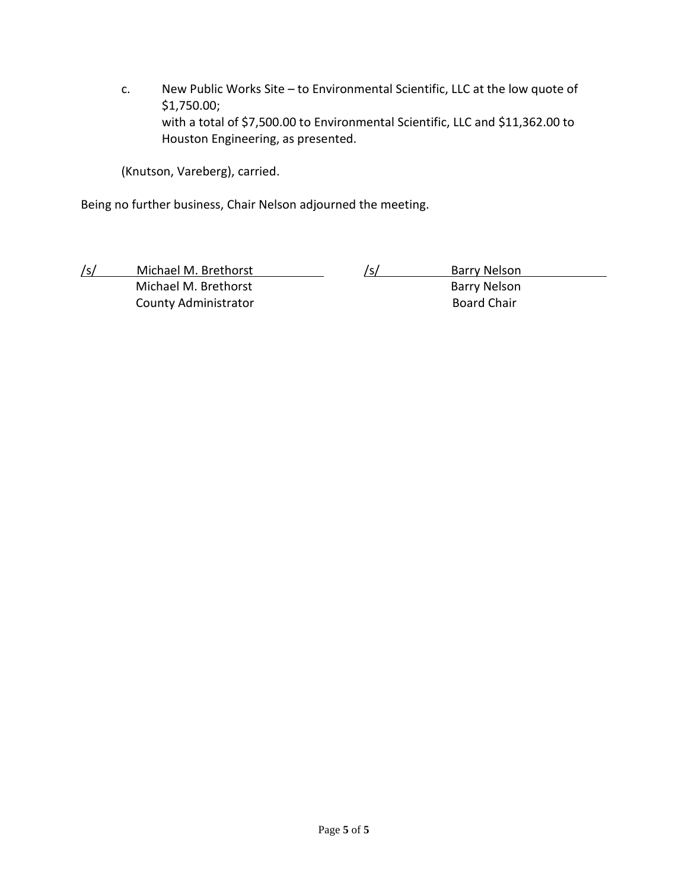c. New Public Works Site – to Environmental Scientific, LLC at the low quote of $1,750.00;
   with a total of $7,500.00 to Environmental Scientific, LLC and $11,362.00 to Houston Engineering, as presented.

(Knutson, Vareberg), carried.

Being no further business, Chair Nelson adjourned the meeting.

| | |
|---|---|
| /s/ Michael M. Brethorst | /s/ Barry Nelson |
| Michael M. Brethorst | Barry Nelson |
| County Administrator | Board Chair |